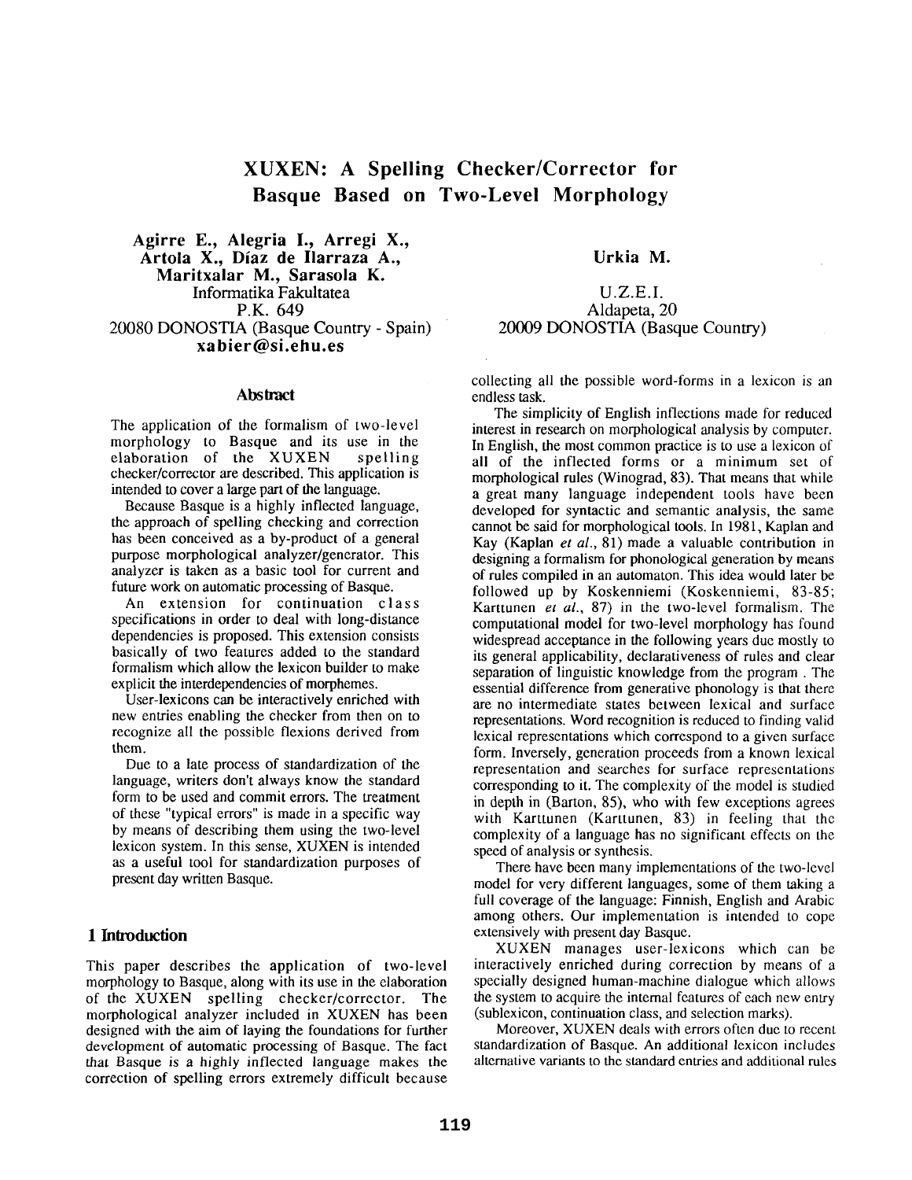# XUXEN: A Spelling Checker/Corrector for Basque Based on Two-Level Morphology

**Agirre E., Alegria I., Arregi X., Artola X., Díaz de Ilarraza A., Maritxalar M., Sarasola K.**
Informatika Fakultatea
P.K. 649
20080 DONOSTIA (Basque Country - Spain)
**xabier@si.ehu.es**

**Urkia M.**
U.Z.E.I.
Aldapeta, 20
20009 DONOSTIA (Basque Country)

## Abstract

The application of the formalism of two-level morphology to Basque and its use in the elaboration of the XUXEN spelling checker/corrector are described. This application is intended to cover a large part of the language.

Because Basque is a highly inflected language, the approach of spelling checking and correction has been conceived as a by-product of a general purpose morphological analyzer/generator. This analyzer is taken as a basic tool for current and future work on automatic processing of Basque.

An extension for continuation class specifications in order to deal with long-distance dependencies is proposed. This extension consists basically of two features added to the standard formalism which allow the lexicon builder to make explicit the interdependencies of morphemes.

User-lexicons can be interactively enriched with new entries enabling the checker from then on to recognize all the possible flexions derived from them.

Due to a late process of standardization of the language, writers don't always know the standard form to be used and commit errors. The treatment of these "typical errors" is made in a specific way by means of describing them using the two-level lexicon system. In this sense, XUXEN is intended as a useful tool for standardization purposes of present day written Basque.

## 1 Introduction

This paper describes the application of two-level morphology to Basque, along with its use in the elaboration of the XUXEN spelling checker/corrector. The morphological analyzer included in XUXEN has been designed with the aim of laying the foundations for further development of automatic processing of Basque. The fact that Basque is a highly inflected language makes the correction of spelling errors extremely difficult because collecting all the possible word-forms in a lexicon is an endless task.

The simplicity of English inflections made for reduced interest in research on morphological analysis by computer. In English, the most common practice is to use a lexicon of all of the inflected forms or a minimum set of morphological rules (Winograd, 83). That means that while a great many language independent tools have been developed for syntactic and semantic analysis, the same cannot be said for morphological tools. In 1981, Kaplan and Kay (Kaplan *et al.*, 81) made a valuable contribution in designing a formalism for phonological generation by means of rules compiled in an automaton. This idea would later be followed up by Koskenniemi (Koskenniemi, 83-85; Karttunen *et al.*, 87) in the two-level formalism. The computational model for two-level morphology has found widespread acceptance in the following years due mostly to its general applicability, declarativeness of rules and clear separation of linguistic knowledge from the program . The essential difference from generative phonology is that there are no intermediate states between lexical and surface representations. Word recognition is reduced to finding valid lexical representations which correspond to a given surface form. Inversely, generation proceeds from a known lexical representation and searches for surface representations corresponding to it. The complexity of the model is studied in depth in (Barton, 85), who with few exceptions agrees with Karttunen (Karttunen, 83) in feeling that the complexity of a language has no significant effects on the speed of analysis or synthesis.

There have been many implementations of the two-level model for very different languages, some of them taking a full coverage of the language: Finnish, English and Arabic among others. Our implementation is intended to cope extensively with present day Basque.

XUXEN manages user-lexicons which can be interactively enriched during correction by means of a specially designed human-machine dialogue which allows the system to acquire the internal features of each new entry (sublexicon, continuation class, and selection marks).

Moreover, XUXEN deals with errors often due to recent standardization of Basque. An additional lexicon includes alternative variants to the standard entries and additional rules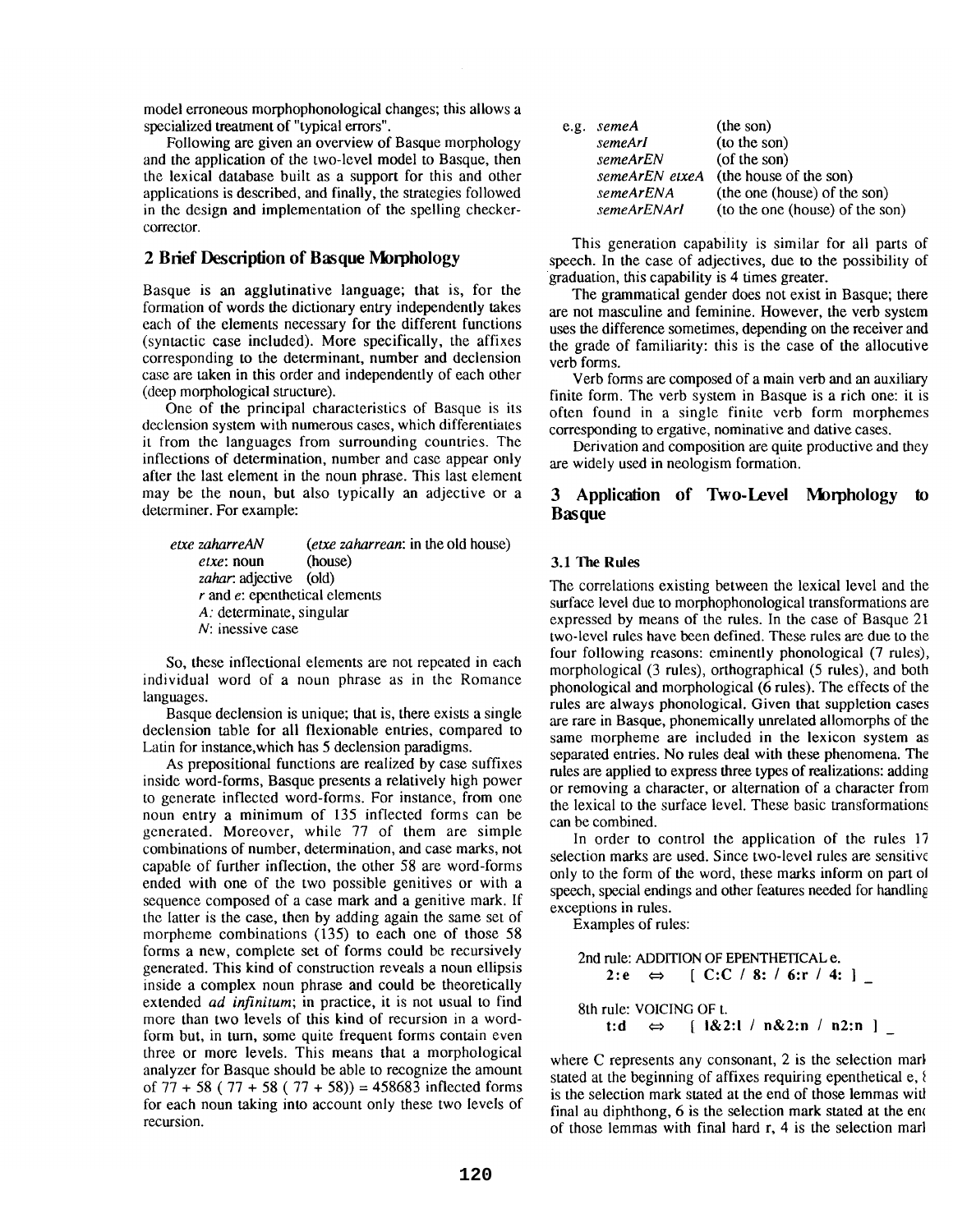model erroneous morphophonological changes; this allows a specialized treatment of "typical errors".

Following are given an overview of Basque morphology and the application of the two-level model to Basque, then the lexical database built as a support for this and other applications is described, and finally, the strategies followed in the design and implementation of the spelling checker-corrector.

## 2 Brief Description of Basque Morphology

Basque is an agglutinative language; that is, for the formation of words the dictionary entry independently takes each of the elements necessary for the different functions (syntactic case included). More specifically, the affixes corresponding to the determinant, number and declension case are taken in this order and independently of each other (deep morphological structure).

One of the principal characteristics of Basque is its declension system with numerous cases, which differentiates it from the languages from surrounding countries. The inflections of determination, number and case appear only after the last element in the noun phrase. This last element may be the noun, but also typically an adjective or a determiner. For example:

*etxe zaharreAN* (*etxe zaharrean*: in the old house)
*etxe*: noun (house)
*zahar*: adjective (old)
*r* and *e*: epenthetical elements
*A*: determinate, singular
*N*: inessive case

So, these inflectional elements are not repeated in each individual word of a noun phrase as in the Romance languages.

Basque declension is unique; that is, there exists a single declension table for all flexionable entries, compared to Latin for instance,which has 5 declension paradigms.

As prepositional functions are realized by case suffixes inside word-forms, Basque presents a relatively high power to generate inflected word-forms. For instance, from one noun entry a minimum of 135 inflected forms can be generated. Moreover, while 77 of them are simple combinations of number, determination, and case marks, not capable of further inflection, the other 58 are word-forms ended with one of the two possible genitives or with a sequence composed of a case mark and a genitive mark. If the latter is the case, then by adding again the same set of morpheme combinations (135) to each one of those 58 forms a new, complete set of forms could be recursively generated. This kind of construction reveals a noun ellipsis inside a complex noun phrase and could be theoretically extended *ad infinitum*; in practice, it is not usual to find more than two levels of this kind of recursion in a word-form but, in turn, some quite frequent forms contain even three or more levels. This means that a morphological analyzer for Basque should be able to recognize the amount of 77 + 58 ( 77 + 58 ( 77 + 58)) = 458683 inflected forms for each noun taking into account only these two levels of recursion.

e.g. *semeA* (the son)
*semeArI* (to the son)
*semeArEN* (of the son)
*semeArEN etxeA* (the house of the son)
*semeArENA* (the one (house) of the son)
*semeArENArI* (to the one (house) of the son)

This generation capability is similar for all parts of speech. In the case of adjectives, due to the possibility of graduation, this capability is 4 times greater.

The grammatical gender does not exist in Basque; there are not masculine and feminine. However, the verb system uses the difference sometimes, depending on the receiver and the grade of familiarity: this is the case of the allocutive verb forms.

Verb forms are composed of a main verb and an auxiliary finite form. The verb system in Basque is a rich one: it is often found in a single finite verb form morphemes corresponding to ergative, nominative and dative cases.

Derivation and composition are quite productive and they are widely used in neologism formation.

## 3 Application of Two-Level Morphology to Basque

### 3.1 The Rules

The correlations existing between the lexical level and the surface level due to morphophonological transformations are expressed by means of the rules. In the case of Basque 21 two-level rules have been defined. These rules are due to the four following reasons: eminently phonological (7 rules), morphological (3 rules), orthographical (5 rules), and both phonological and morphological (6 rules). The effects of the rules are always phonological. Given that suppletion cases are rare in Basque, phonemically unrelated allomorphs of the same morpheme are included in the lexicon system as separated entries. No rules deal with these phenomena. The rules are applied to express three types of realizations: adding or removing a character, or alternation of a character from the lexical to the surface level. These basic transformations can be combined.

In order to control the application of the rules 17 selection marks are used. Since two-level rules are sensitive only to the form of the word, these marks inform on part of speech, special endings and other features needed for handling exceptions in rules.

Examples of rules:

2nd rule: ADDITION OF EPENTHETICAL e.
**2:e** ⇔ [ C:C / 8: / 6:r / 4: ] _

8th rule: VOICING OF t.
**t:d** ⇔ [ l&2:l / n&2:n / n2:n ] _

where C represents any consonant, 2 is the selection mark stated at the beginning of affixes requiring epenthetical e, 8 is the selection mark stated at the end of those lemmas with final au diphthong, 6 is the selection mark stated at the end of those lemmas with final hard r, 4 is the selection mark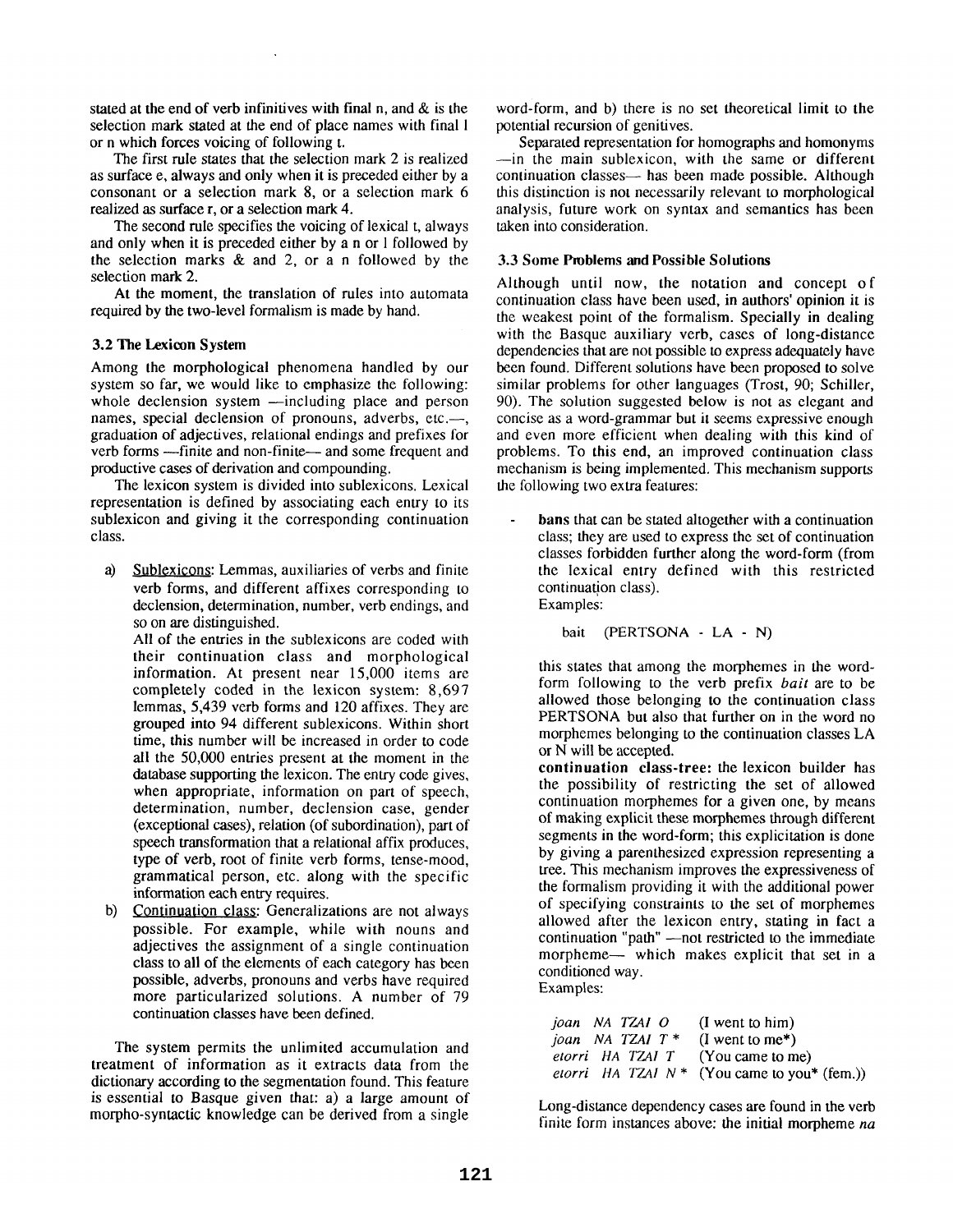stated at the end of verb infinitives with final n, and & is the selection mark stated at the end of place names with final l or n which forces voicing of following t.

The first rule states that the selection mark 2 is realized as surface e, always and only when it is preceded either by a consonant or a selection mark 8, or a selection mark 6 realized as surface r, or a selection mark 4.

The second rule specifies the voicing of lexical t, always and only when it is preceded either by a n or l followed by the selection marks & and 2, or a n followed by the selection mark 2.

At the moment, the translation of rules into automata required by the two-level formalism is made by hand.

### 3.2 The Lexicon System

Among the morphological phenomena handled by our system so far, we would like to emphasize the following: whole declension system —including place and person names, special declension of pronouns, adverbs, etc.—, graduation of adjectives, relational endings and prefixes for verb forms —finite and non-finite— and some frequent and productive cases of derivation and compounding.

The lexicon system is divided into sublexicons. Lexical representation is defined by associating each entry to its sublexicon and giving it the corresponding continuation class.

a) Sublexicons: Lemmas, auxiliaries of verbs and finite verb forms, and different affixes corresponding to declension, determination, number, verb endings, and so on are distinguished.
   All of the entries in the sublexicons are coded with their continuation class and morphological information. At present near 15,000 items are completely coded in the lexicon system: 8,697 lemmas, 5,439 verb forms and 120 affixes. They are grouped into 94 different sublexicons. Within short time, this number will be increased in order to code all the 50,000 entries present at the moment in the database supporting the lexicon. The entry code gives, when appropriate, information on part of speech, determination, number, declension case, gender (exceptional cases), relation (of subordination), part of speech transformation that a relational affix produces, type of verb, root of finite verb forms, tense-mood, grammatical person, etc. along with the specific information each entry requires.

b) Continuation class: Generalizations are not always possible. For example, while with nouns and adjectives the assignment of a single continuation class to all of the elements of each category has been possible, adverbs, pronouns and verbs have required more particularized solutions. A number of 79 continuation classes have been defined.

The system permits the unlimited accumulation and treatment of information as it extracts data from the dictionary according to the segmentation found. This feature is essential to Basque given that: a) a large amount of morpho-syntactic knowledge can be derived from a single word-form, and b) there is no set theoretical limit to the potential recursion of genitives.

Separated representation for homographs and homonyms —in the main sublexicon, with the same or different continuation classes— has been made possible. Although this distinction is not necessarily relevant to morphological analysis, future work on syntax and semantics has been taken into consideration.

### 3.3 Some Problems and Possible Solutions

Although until now, the notation and concept of continuation class have been used, in authors' opinion it is the weakest point of the formalism. Specially in dealing with the Basque auxiliary verb, cases of long-distance dependencies that are not possible to express adequately have been found. Different solutions have been proposed to solve similar problems for other languages (Trost, 90; Schiller, 90). The solution suggested below is not as elegant and concise as a word-grammar but it seems expressive enough and even more efficient when dealing with this kind of problems. To this end, an improved continuation class mechanism is being implemented. This mechanism supports the following two extra features:

- **bans** that can be stated altogether with a continuation class; they are used to express the set of continuation classes forbidden further along the word-form (from the lexical entry defined with this restricted continuation class).
  Examples:

  bait (PERTSONA - LA - N)

  this states that among the morphemes in the word-form following to the verb prefix *bait* are to be allowed those belonging to the continuation class PERTSONA but also that further on in the word no morphemes belonging to the continuation classes LA or N will be accepted.

  **continuation class-tree:** the lexicon builder has the possibility of restricting the set of allowed continuation morphemes for a given one, by means of making explicit these morphemes through different segments in the word-form; this explicitation is done by giving a parenthesized expression representing a tree. This mechanism improves the expressiveness of the formalism providing it with the additional power of specifying constraints to the set of morphemes allowed after the lexicon entry, stating in fact a continuation "path" —not restricted to the immediate morpheme— which makes explicit that set in a conditioned way.
  Examples:

  | | |
  |---|---|
  | *joan NA TZAI O* | (I went to him) |
  | *joan NA TZAI T* * | (I went to me*) |
  | *etorri HA TZAI T* | (You came to me) |
  | *etorri HA TZAI N* * | (You came to you* (fem.)) |

Long-distance dependency cases are found in the verb finite form instances above: the initial morpheme *na*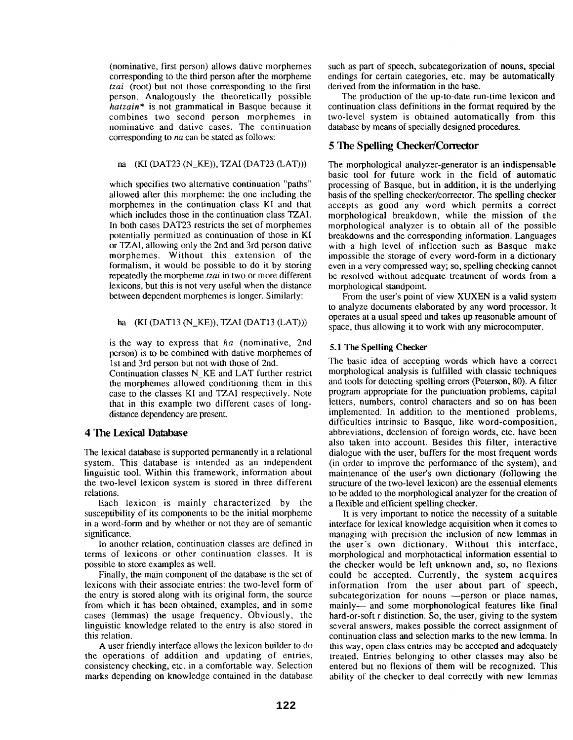(nominative, first person) allows dative morphemes corresponding to the third person after the morpheme *tzai* (root) but not those corresponding to the first person. Analogously the theoretically possible *hatzain\** is not grammatical in Basque because it combines two second person morphemes in nominative and dative cases. The continuation corresponding to *na* can be stated as follows:

na (KI (DAT23 (N_KE)), TZAI (DAT23 (LAT)))

which specifies two alternative continuation "paths" allowed after this morpheme: the one including the morphemes in the continuation class KI and that which includes those in the continuation class TZAI. In both cases DAT23 restricts the set of morphemes potentially permitted as continuation of those in KI or TZAI, allowing only the 2nd and 3rd person dative morphemes. Without this extension of the formalism, it would be possible to do it by storing repeatedly the morpheme *tzai* in two or more different lexicons, but this is not very useful when the distance between dependent morphemes is longer. Similarly:

ha (KI (DAT13 (N_KE)), TZAI (DAT13 (LAT)))

is the way to express that *ha* (nominative, 2nd person) is to be combined with dative morphemes of 1st and 3rd person but not with those of 2nd.
Continuation classes N_KE and LAT further restrict the morphemes allowed conditioning them in this case to the classes KI and TZAI respectively. Note that in this example two different cases of long-distance dependency are present.

## 4 The Lexical Database

The lexical database is supported permanently in a relational system. This database is intended as an independent linguistic tool. Within this framework, information about the two-level lexicon system is stored in three different relations.

Each lexicon is mainly characterized by the susceptibility of its components to be the initial morpheme in a word-form and by whether or not they are of semantic significance.

In another relation, continuation classes are defined in terms of lexicons or other continuation classes. It is possible to store examples as well.

Finally, the main component of the database is the set of lexicons with their associate entries: the two-level form of the entry is stored along with its original form, the source from which it has been obtained, examples, and in some cases (lemmas) the usage frequency. Obviously, the linguistic knowledge related to the entry is also stored in this relation.

A user friendly interface allows the lexicon builder to do the operations of addition and updating of entries, consistency checking, etc. in a comfortable way. Selection marks depending on knowledge contained in the database such as part of speech, subcategorization of nouns, special endings for certain categories, etc. may be automatically derived from the information in the base.

The production of the up-to-date run-time lexicon and continuation class definitions in the format required by the two-level system is obtained automatically from this database by means of specially designed procedures.

## 5 The Spelling Checker/Corrector

The morphological analyzer-generator is an indispensable basic tool for future work in the field of automatic processing of Basque, but in addition, it is the underlying basis of the spelling checker/corrector. The spelling checker accepts as good any word which permits a correct morphological breakdown, while the mission of the morphological analyzer is to obtain all of the possible breakdowns and the corresponding information. Languages with a high level of inflection such as Basque make impossible the storage of every word-form in a dictionary even in a very compressed way; so, spelling checking cannot be resolved without adequate treatment of words from a morphological standpoint.

From the user's point of view XUXEN is a valid system to analyze documents elaborated by any word processor. It operates at a usual speed and takes up reasonable amount of space, thus allowing it to work with any microcomputer.

### 5.1 The Spelling Checker

The basic idea of accepting words which have a correct morphological analysis is fulfilled with classic techniques and tools for detecting spelling errors (Peterson, 80). A filter program appropriate for the punctuation problems, capital letters, numbers, control characters and so on has been implemented. In addition to the mentioned problems, difficulties intrinsic to Basque, like word-composition, abbreviations, declension of foreign words, etc. have been also taken into account. Besides this filter, interactive dialogue with the user, buffers for the most frequent words (in order to improve the performance of the system), and maintenance of the user's own dictionary (following the structure of the two-level lexicon) are the essential elements to be added to the morphological analyzer for the creation of a flexible and efficient spelling checker.

It is very important to notice the necessity of a suitable interface for lexical knowledge acquisition when it comes to managing with precision the inclusion of new lemmas in the user's own dictionary. Without this interface, morphological and morphotactical information essential to the checker would be left unknown and, so, no flexions could be accepted. Currently, the system acquires information from the user about part of speech, subcategorization for nouns —person or place names, mainly— and some morphonological features like final hard-or-soft r distinction. So, the user, giving to the system several answers, makes possible the correct assignment of continuation class and selection marks to the new lemma. In this way, open class entries may be accepted and adequately treated. Entries belonging to other classes may also be entered but no flexions of them will be recognized. This ability of the checker to deal correctly with new lemmas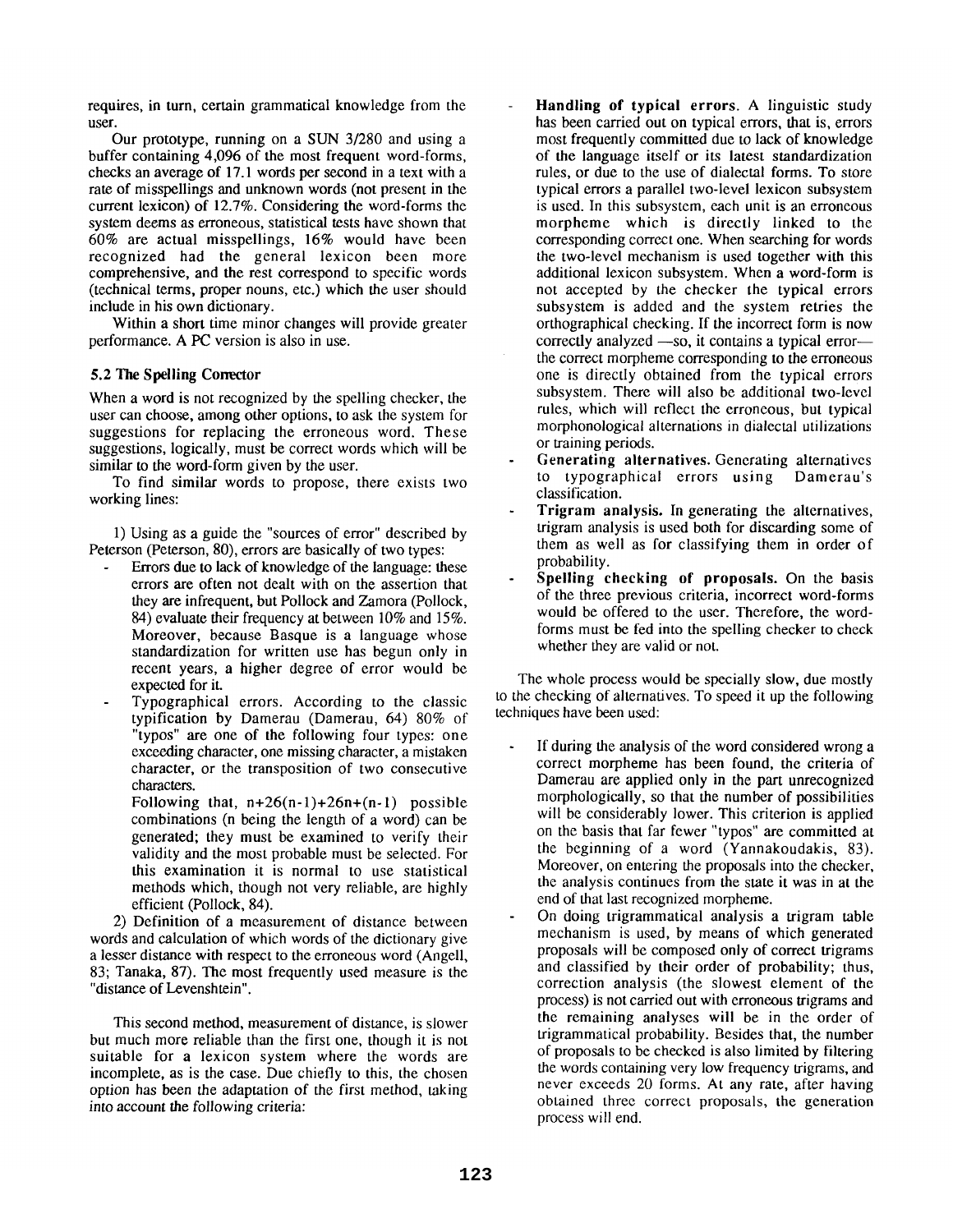requires, in turn, certain grammatical knowledge from the user.

Our prototype, running on a SUN 3/280 and using a buffer containing 4,096 of the most frequent word-forms, checks an average of 17.1 words per second in a text with a rate of misspellings and unknown words (not present in the current lexicon) of 12.7%. Considering the word-forms the system deems as erroneous, statistical tests have shown that 60% are actual misspellings, 16% would have been recognized had the general lexicon been more comprehensive, and the rest correspond to specific words (technical terms, proper nouns, etc.) which the user should include in his own dictionary.

Within a short time minor changes will provide greater performance. A PC version is also in use.

### 5.2 The Spelling Corrector

When a word is not recognized by the spelling checker, the user can choose, among other options, to ask the system for suggestions for replacing the erroneous word. These suggestions, logically, must be correct words which will be similar to the word-form given by the user.

To find similar words to propose, there exists two working lines:

1) Using as a guide the "sources of error" described by Peterson (Peterson, 80), errors are basically of two types:

- Errors due to lack of knowledge of the language: these errors are often not dealt with on the assertion that they are infrequent, but Pollock and Zamora (Pollock, 84) evaluate their frequency at between 10% and 15%. Moreover, because Basque is a language whose standardization for written use has begun only in recent years, a higher degree of error would be expected for it.
- Typographical errors. According to the classic typification by Damerau (Damerau, 64) 80% of "typos" are one of the following four types: one exceeding character, one missing character, a mistaken character, or the transposition of two consecutive characters.

  Following that, $n+26(n-1)+26n+(n-1)$ possible combinations (n being the length of a word) can be generated; they must be examined to verify their validity and the most probable must be selected. For this examination it is normal to use statistical methods which, though not very reliable, are highly efficient (Pollock, 84).

2) Definition of a measurement of distance between words and calculation of which words of the dictionary give a lesser distance with respect to the erroneous word (Angell, 83; Tanaka, 87). The most frequently used measure is the "distance of Levenshtein".

This second method, measurement of distance, is slower but much more reliable than the first one, though it is not suitable for a lexicon system where the words are incomplete, as is the case. Due chiefly to this, the chosen option has been the adaptation of the first method, taking into account the following criteria:

- **Handling of typical errors.** A linguistic study has been carried out on typical errors, that is, errors most frequently committed due to lack of knowledge of the language itself or its latest standardization rules, or due to the use of dialectal forms. To store typical errors a parallel two-level lexicon subsystem is used. In this subsystem, each unit is an erroneous morpheme which is directly linked to the corresponding correct one. When searching for words the two-level mechanism is used together with this additional lexicon subsystem. When a word-form is not accepted by the checker the typical errors subsystem is added and the system retries the orthographical checking. If the incorrect form is now correctly analyzed —so, it contains a typical error— the correct morpheme corresponding to the erroneous one is directly obtained from the typical errors subsystem. There will also be additional two-level rules, which will reflect the erroneous, but typical morphonological alternations in dialectal utilizations or training periods.
- **Generating alternatives.** Generating alternatives to typographical errors using Damerau's classification.
- **Trigram analysis.** In generating the alternatives, trigram analysis is used both for discarding some of them as well as for classifying them in order of probability.
- **Spelling checking of proposals.** On the basis of the three previous criteria, incorrect word-forms would be offered to the user. Therefore, the word-forms must be fed into the spelling checker to check whether they are valid or not.

The whole process would be specially slow, due mostly to the checking of alternatives. To speed it up the following techniques have been used:

- If during the analysis of the word considered wrong a correct morpheme has been found, the criteria of Damerau are applied only in the part unrecognized morphologically, so that the number of possibilities will be considerably lower. This criterion is applied on the basis that far fewer "typos" are committed at the beginning of a word (Yannakoudakis, 83). Moreover, on entering the proposals into the checker, the analysis continues from the state it was in at the end of that last recognized morpheme.
- On doing trigrammatical analysis a trigram table mechanism is used, by means of which generated proposals will be composed only of correct trigrams and classified by their order of probability; thus, correction analysis (the slowest element of the process) is not carried out with erroneous trigrams and the remaining analyses will be in the order of trigrammatical probability. Besides that, the number of proposals to be checked is also limited by filtering the words containing very low frequency trigrams, and never exceeds 20 forms. At any rate, after having obtained three correct proposals, the generation process will end.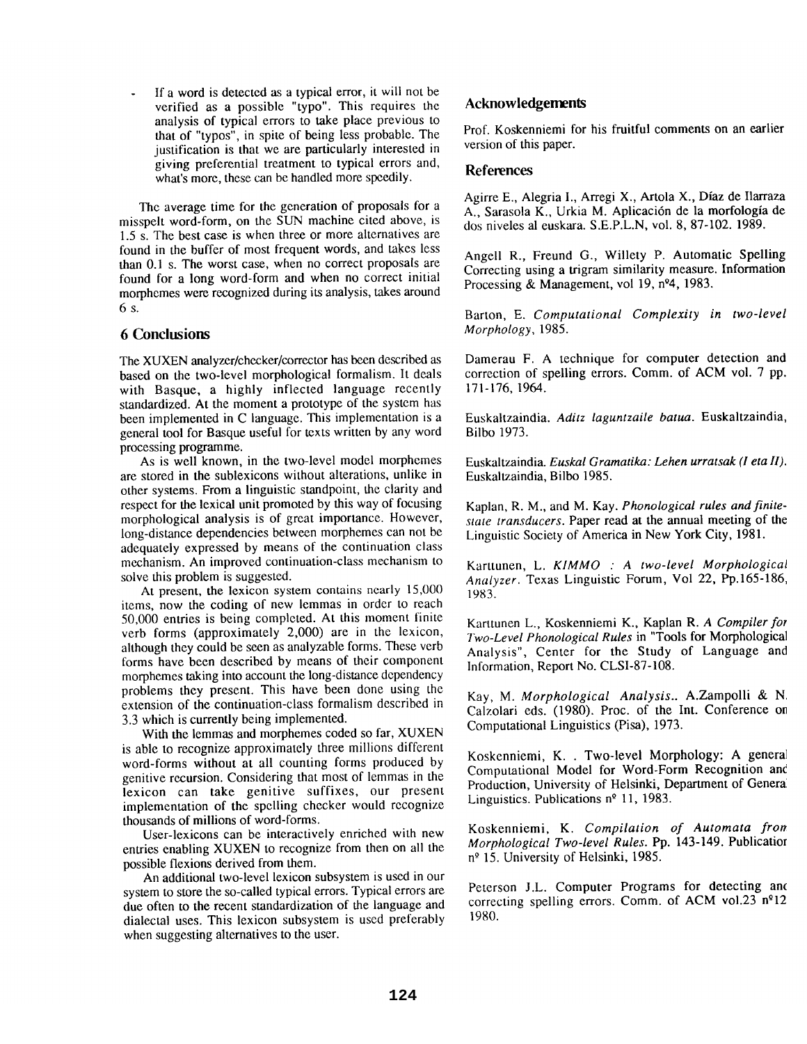- If a word is detected as a typical error, it will not be verified as a possible "typo". This requires the analysis of typical errors to take place previous to that of "typos", in spite of being less probable. The justification is that we are particularly interested in giving preferential treatment to typical errors and, what's more, these can be handled more speedily.

The average time for the generation of proposals for a misspelt word-form, on the SUN machine cited above, is 1.5 s. The best case is when three or more alternatives are found in the buffer of most frequent words, and takes less than 0.1 s. The worst case, when no correct proposals are found for a long word-form and when no correct initial morphemes were recognized during its analysis, takes around 6 s.

## 6 Conclusions

The XUXEN analyzer/checker/corrector has been described as based on the two-level morphological formalism. It deals with Basque, a highly inflected language recently standardized. At the moment a prototype of the system has been implemented in C language. This implementation is a general tool for Basque useful for texts written by any word processing programme.

As is well known, in the two-level model morphemes are stored in the sublexicons without alterations, unlike in other systems. From a linguistic standpoint, the clarity and respect for the lexical unit promoted by this way of focusing morphological analysis is of great importance. However, long-distance dependencies between morphemes can not be adequately expressed by means of the continuation class mechanism. An improved continuation-class mechanism to solve this problem is suggested.

At present, the lexicon system contains nearly 15,000 items, now the coding of new lemmas in order to reach 50,000 entries is being completed. At this moment finite verb forms (approximately 2,000) are in the lexicon, although they could be seen as analyzable forms. These verb forms have been described by means of their component morphemes taking into account the long-distance dependency problems they present. This have been done using the extension of the continuation-class formalism described in 3.3 which is currently being implemented.

With the lemmas and morphemes coded so far, XUXEN is able to recognize approximately three millions different word-forms without at all counting forms produced by genitive recursion. Considering that most of lemmas in the lexicon can take genitive suffixes, our present implementation of the spelling checker would recognize thousands of millions of word-forms.

User-lexicons can be interactively enriched with new entries enabling XUXEN to recognize from then on all the possible flexions derived from them.

An additional two-level lexicon subsystem is used in our system to store the so-called typical errors. Typical errors are due often to the recent standardization of the language and dialectal uses. This lexicon subsystem is used preferably when suggesting alternatives to the user.

## Acknowledgements

Prof. Koskenniemi for his fruitful comments on an earlier version of this paper.

## References

Agirre E., Alegria I., Arregi X., Artola X., Díaz de Ilarraza A., Sarasola K., Urkia M. Aplicación de la morfología de dos niveles al euskara. S.E.P.L.N, vol. 8, 87-102. 1989.

Angell R., Freund G., Willety P. Automatic Spelling Correcting using a trigram similarity measure. Information Processing & Management, vol 19, nº4, 1983.

Barton, E. *Computational Complexity in two-level Morphology*, 1985.

Damerau F. A technique for computer detection and correction of spelling errors. Comm. of ACM vol. 7 pp. 171-176, 1964.

Euskaltzaindia. *Aditz laguntzaile batua*. Euskaltzaindia, Bilbo 1973.

Euskaltzaindia. *Euskal Gramatika: Lehen urratsak (I eta II)*. Euskaltzaindia, Bilbo 1985.

Kaplan, R. M., and M. Kay. *Phonological rules and finite-state transducers*. Paper read at the annual meeting of the Linguistic Society of America in New York City, 1981.

Karttunen, L. *KIMMO : A two-level Morphological Analyzer*. Texas Linguistic Forum, Vol 22, Pp.165-186, 1983.

Karttunen L., Koskenniemi K., Kaplan R. *A Compiler for Two-Level Phonological Rules* in "Tools for Morphological Analysis", Center for the Study of Language and Information, Report No. CLSI-87-108.

Kay, M. *Morphological Analysis..* A.Zampolli & N. Calzolari eds. (1980). Proc. of the Int. Conference on Computational Linguistics (Pisa), 1973.

Koskenniemi, K. . Two-level Morphology: A general Computational Model for Word-Form Recognition and Production, University of Helsinki, Department of General Linguistics. Publications nº 11, 1983.

Koskenniemi, K. *Compilation of Automata from Morphological Two-level Rules*. Pp. 143-149. Publication nº 15. University of Helsinki, 1985.

Peterson J.L. Computer Programs for detecting and correcting spelling errors. Comm. of ACM vol.23 nº12 1980.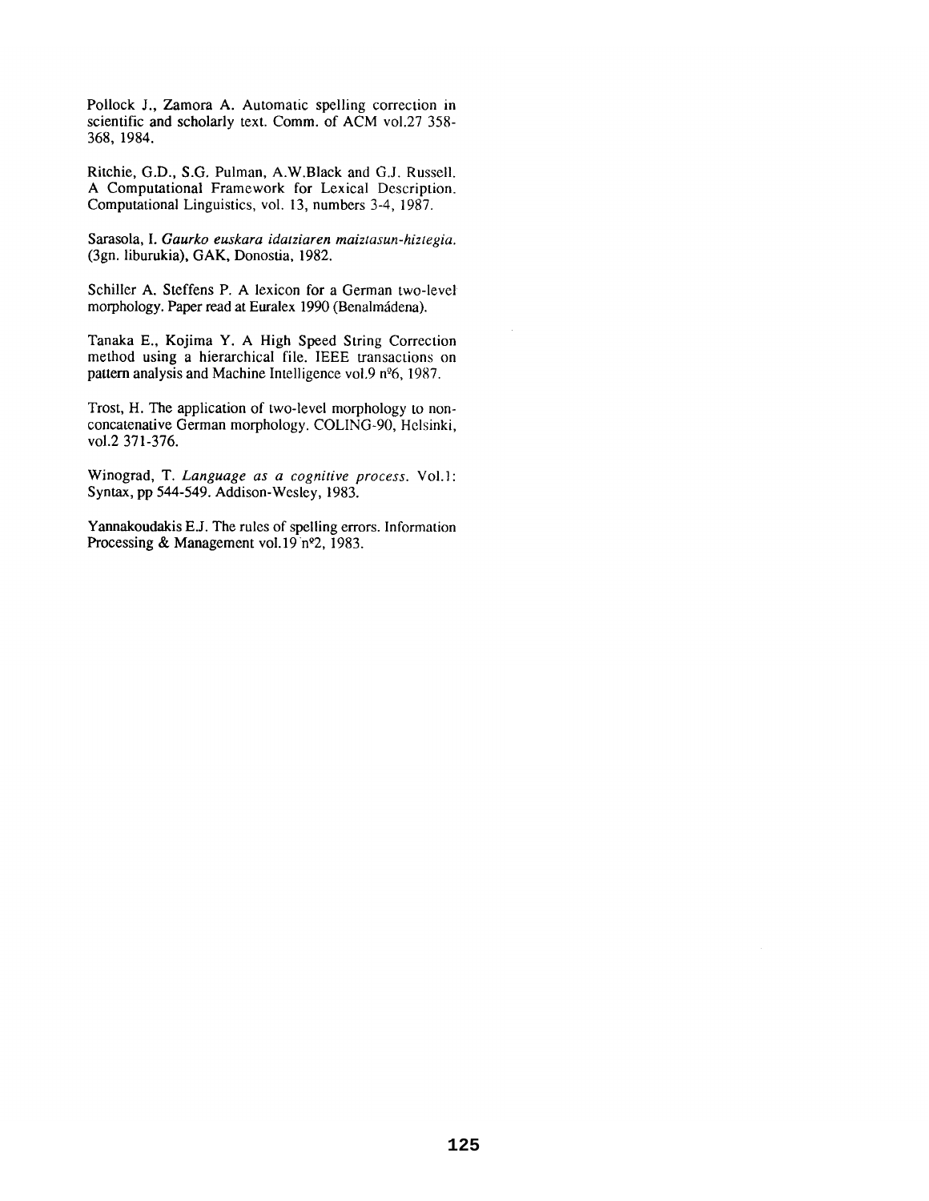Pollock J., Zamora A. Automatic spelling correction in scientific and scholarly text. Comm. of ACM vol.27 358-368, 1984.

Ritchie, G.D., S.G. Pulman, A.W.Black and G.J. Russell. A Computational Framework for Lexical Description. Computational Linguistics, vol. 13, numbers 3-4, 1987.

Sarasola, I. *Gaurko euskara idatziaren maiztasun-hiztegia*. (3gn. liburukia), GAK, Donostia, 1982.

Schiller A. Steffens P. A lexicon for a German two-level morphology. Paper read at Euralex 1990 (Benalmádena).

Tanaka E., Kojima Y. A High Speed String Correction method using a hierarchical file. IEEE transactions on pattern analysis and Machine Intelligence vol.9 nº6, 1987.

Trost, H. The application of two-level morphology to non-concatenative German morphology. COLING-90, Helsinki, vol.2 371-376.

Winograd, T. *Language as a cognitive process*. Vol.1: Syntax, pp 544-549. Addison-Wesley, 1983.

Yannakoudakis E.J. The rules of spelling errors. Information Processing & Management vol.19 nº2, 1983.